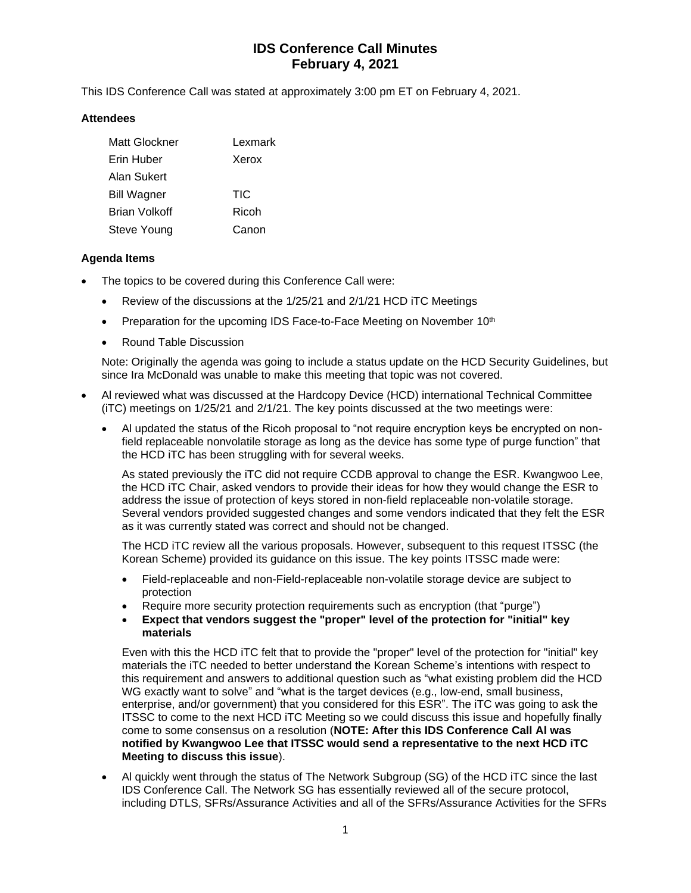# IDS Conference Call Minutes
# February 4, 2021

This IDS Conference Call was stated at approximately 3:00 pm ET on February 4, 2021.

### Attendees

| | |
|---|---|
| Matt Glockner | Lexmark |
| Erin Huber | Xerox |
| Alan Sukert | |
| Bill Wagner | TIC |
| Brian Volkoff | Ricoh |
| Steve Young | Canon |

### Agenda Items

- The topics to be covered during this Conference Call were:
  - Review of the discussions at the 1/25/21 and 2/1/21 HCD iTC Meetings
  - Preparation for the upcoming IDS Face-to-Face Meeting on November 10th
  - Round Table Discussion

  Note: Originally the agenda was going to include a status update on the HCD Security Guidelines, but since Ira McDonald was unable to make this meeting that topic was not covered.

- Al reviewed what was discussed at the Hardcopy Device (HCD) international Technical Committee (iTC) meetings on 1/25/21 and 2/1/21. The key points discussed at the two meetings were:
  - Al updated the status of the Ricoh proposal to "not require encryption keys be encrypted on non-field replaceable nonvolatile storage as long as the device has some type of purge function" that the HCD iTC has been struggling with for several weeks.

    As stated previously the iTC did not require CCDB approval to change the ESR. Kwangwoo Lee, the HCD iTC Chair, asked vendors to provide their ideas for how they would change the ESR to address the issue of protection of keys stored in non-field replaceable non-volatile storage. Several vendors provided suggested changes and some vendors indicated that they felt the ESR as it was currently stated was correct and should not be changed.

    The HCD iTC review all the various proposals. However, subsequent to this request ITSSC (the Korean Scheme) provided its guidance on this issue. The key points ITSSC made were:

    - Field-replaceable and non-Field-replaceable non-volatile storage device are subject to protection
    - Require more security protection requirements such as encryption (that "purge")
    - **Expect that vendors suggest the "proper" level of the protection for "initial" key materials**

    Even with this the HCD iTC felt that to provide the "proper" level of the protection for "initial" key materials the iTC needed to better understand the Korean Scheme's intentions with respect to this requirement and answers to additional question such as "what existing problem did the HCD WG exactly want to solve" and "what is the target devices (e.g., low-end, small business, enterprise, and/or government) that you considered for this ESR". The iTC was going to ask the ITSSC to come to the next HCD iTC Meeting so we could discuss this issue and hopefully finally come to some consensus on a resolution (**NOTE: After this IDS Conference Call Al was notified by Kwangwoo Lee that ITSSC would send a representative to the next HCD iTC Meeting to discuss this issue**).

  - Al quickly went through the status of The Network Subgroup (SG) of the HCD iTC since the last IDS Conference Call. The Network SG has essentially reviewed all of the secure protocol, including DTLS, SFRs/Assurance Activities and all of the SFRs/Assurance Activities for the SFRs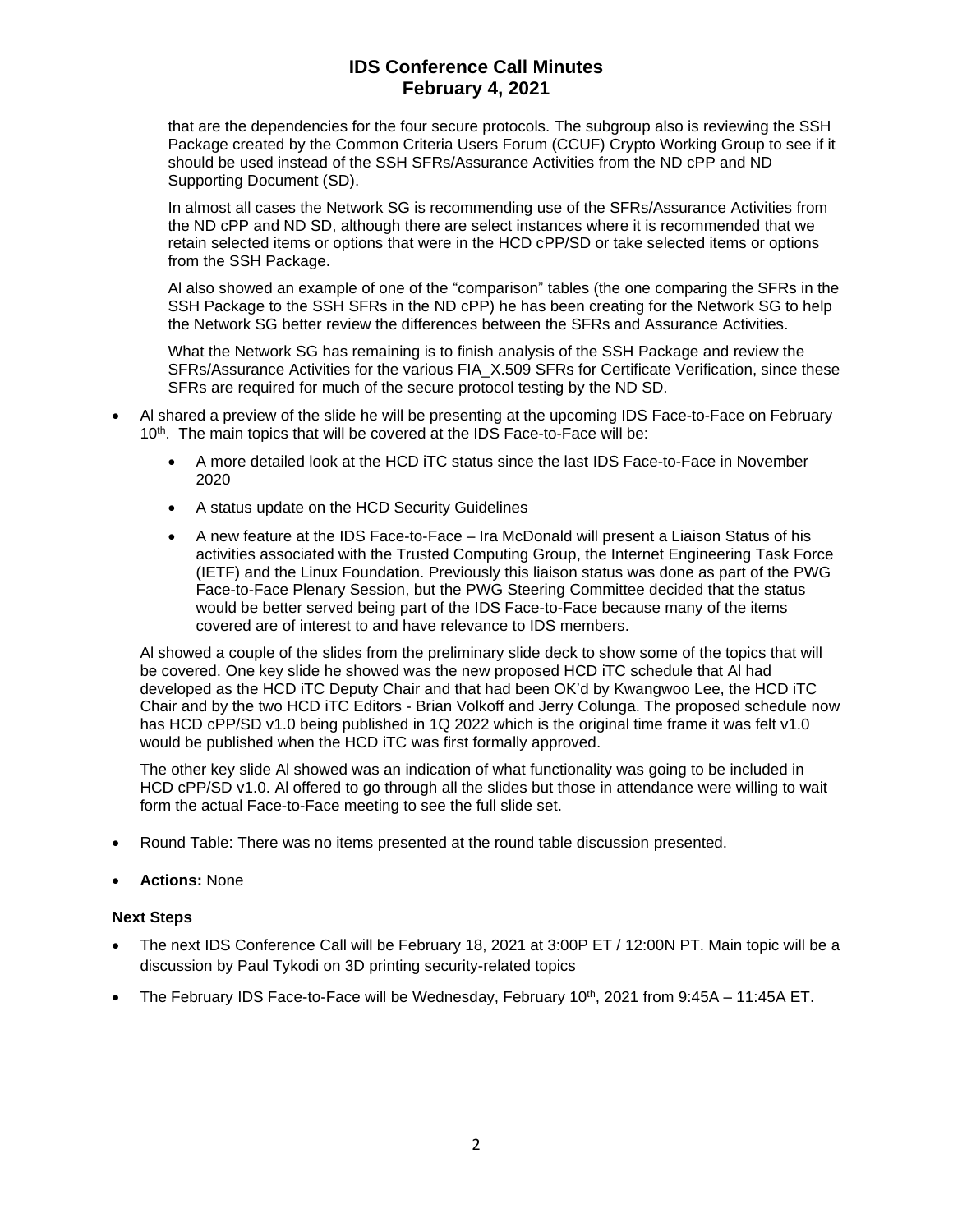that are the dependencies for the four secure protocols. The subgroup also is reviewing the SSH Package created by the Common Criteria Users Forum (CCUF) Crypto Working Group to see if it should be used instead of the SSH SFRs/Assurance Activities from the ND cPP and ND Supporting Document (SD).

In almost all cases the Network SG is recommending use of the SFRs/Assurance Activities from the ND cPP and ND SD, although there are select instances where it is recommended that we retain selected items or options that were in the HCD cPP/SD or take selected items or options from the SSH Package.

Al also showed an example of one of the "comparison" tables (the one comparing the SFRs in the SSH Package to the SSH SFRs in the ND cPP) he has been creating for the Network SG to help the Network SG better review the differences between the SFRs and Assurance Activities.

What the Network SG has remaining is to finish analysis of the SSH Package and review the SFRs/Assurance Activities for the various FIA_X.509 SFRs for Certificate Verification, since these SFRs are required for much of the secure protocol testing by the ND SD.

- Al shared a preview of the slide he will be presenting at the upcoming IDS Face-to-Face on February 10th. The main topics that will be covered at the IDS Face-to-Face will be:
  - A more detailed look at the HCD iTC status since the last IDS Face-to-Face in November 2020
  - A status update on the HCD Security Guidelines
  - A new feature at the IDS Face-to-Face – Ira McDonald will present a Liaison Status of his activities associated with the Trusted Computing Group, the Internet Engineering Task Force (IETF) and the Linux Foundation. Previously this liaison status was done as part of the PWG Face-to-Face Plenary Session, but the PWG Steering Committee decided that the status would be better served being part of the IDS Face-to-Face because many of the items covered are of interest to and have relevance to IDS members.

  Al showed a couple of the slides from the preliminary slide deck to show some of the topics that will be covered. One key slide he showed was the new proposed HCD iTC schedule that Al had developed as the HCD iTC Deputy Chair and that had been OK'd by Kwangwoo Lee, the HCD iTC Chair and by the two HCD iTC Editors - Brian Volkoff and Jerry Colunga. The proposed schedule now has HCD cPP/SD v1.0 being published in 1Q 2022 which is the original time frame it was felt v1.0 would be published when the HCD iTC was first formally approved.

  The other key slide Al showed was an indication of what functionality was going to be included in HCD cPP/SD v1.0. Al offered to go through all the slides but those in attendance were willing to wait form the actual Face-to-Face meeting to see the full slide set.

- Round Table: There was no items presented at the round table discussion presented.
- **Actions:** None

### Next Steps

- The next IDS Conference Call will be February 18, 2021 at 3:00P ET / 12:00N PT. Main topic will be a discussion by Paul Tykodi on 3D printing security-related topics
- The February IDS Face-to-Face will be Wednesday, February 10th, 2021 from 9:45A – 11:45A ET.